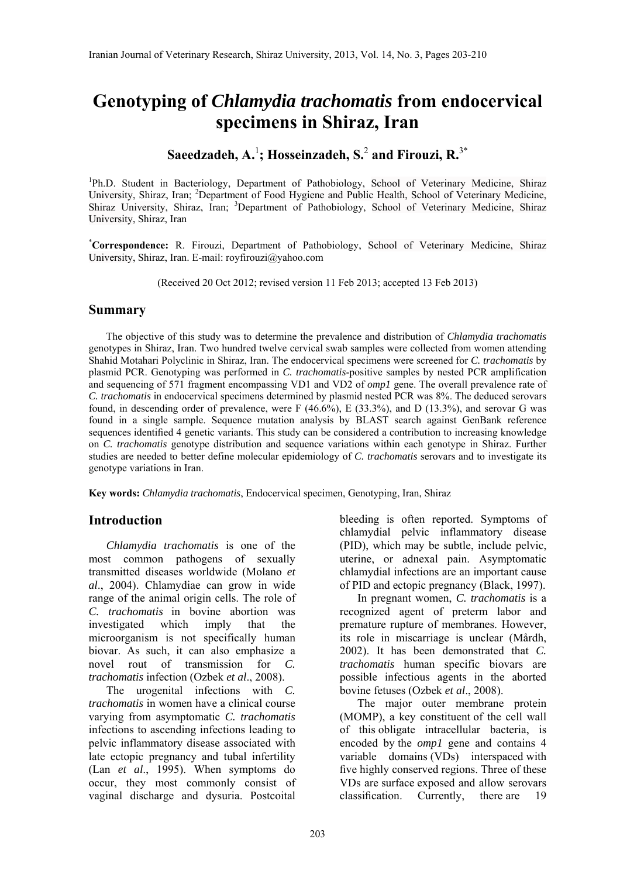# Genotyping of *Chlamydia trachomatis* from endocervical specimens in Shiraz, Iran

**Saeedzadeh, A.[1]; Hosseinzadeh, S.[2] and Firouzi, R.[3*]**

[1]Ph.D. Student in Bacteriology, Department of Pathobiology, School of Veterinary Medicine, Shiraz University, Shiraz, Iran; [2]Department of Food Hygiene and Public Health, School of Veterinary Medicine, Shiraz University, Shiraz, Iran; [3]Department of Pathobiology, School of Veterinary Medicine, Shiraz University, Shiraz, Iran

[*]**Correspondence:** R. Firouzi, Department of Pathobiology, School of Veterinary Medicine, Shiraz University, Shiraz, Iran. E-mail: royfirouzi@yahoo.com

(Received 20 Oct 2012; revised version 11 Feb 2013; accepted 13 Feb 2013)

## Summary

The objective of this study was to determine the prevalence and distribution of *Chlamydia trachomatis* genotypes in Shiraz, Iran. Two hundred twelve cervical swab samples were collected from women attending Shahid Motahari Polyclinic in Shiraz, Iran. The endocervical specimens were screened for *C. trachomatis* by plasmid PCR. Genotyping was performed in *C. trachomatis*-positive samples by nested PCR amplification and sequencing of 571 fragment encompassing VD1 and VD2 of *omp1* gene. The overall prevalence rate of *C. trachomatis* in endocervical specimens determined by plasmid nested PCR was 8%. The deduced serovars found, in descending order of prevalence, were F (46.6%), E (33.3%), and D (13.3%), and serovar G was found in a single sample. Sequence mutation analysis by BLAST search against GenBank reference sequences identified 4 genetic variants. This study can be considered a contribution to increasing knowledge on *C. trachomatis* genotype distribution and sequence variations within each genotype in Shiraz. Further studies are needed to better define molecular epidemiology of *C. trachomatis* serovars and to investigate its genotype variations in Iran.

**Key words:** *Chlamydia trachomatis*, Endocervical specimen, Genotyping, Iran, Shiraz

## Introduction

*Chlamydia trachomatis* is one of the most common pathogens of sexually transmitted diseases worldwide (Molano *et al*., 2004). Chlamydiae can grow in wide range of the animal origin cells. The role of *C. trachomatis* in bovine abortion was investigated which imply that the microorganism is not specifically human biovar. As such, it can also emphasize a novel rout of transmission for *C. trachomatis* infection (Ozbek *et al*., 2008).

The urogenital infections with *C. trachomatis* in women have a clinical course varying from asymptomatic *C. trachomatis* infections to ascending infections leading to pelvic inflammatory disease associated with late ectopic pregnancy and tubal infertility (Lan *et al*., 1995). When symptoms do occur, they most commonly consist of vaginal discharge and dysuria. Postcoital bleeding is often reported. Symptoms of chlamydial pelvic inflammatory disease (PID), which may be subtle, include pelvic, uterine, or adnexal pain. Asymptomatic chlamydial infections are an important cause of PID and ectopic pregnancy (Black, 1997).

In pregnant women, *C. trachomatis* is a recognized agent of preterm labor and premature rupture of membranes. However, its role in miscarriage is unclear (Mårdh, 2002). It has been demonstrated that *C. trachomatis* human specific biovars are possible infectious agents in the aborted bovine fetuses (Ozbek *et al*., 2008).

The major outer membrane protein (MOMP), a key constituent of the cell wall of this obligate intracellular bacteria, is encoded by the *omp1* gene and contains 4 variable domains (VDs) interspaced with five highly conserved regions. Three of these VDs are surface exposed and allow serovars classification. Currently, there are 19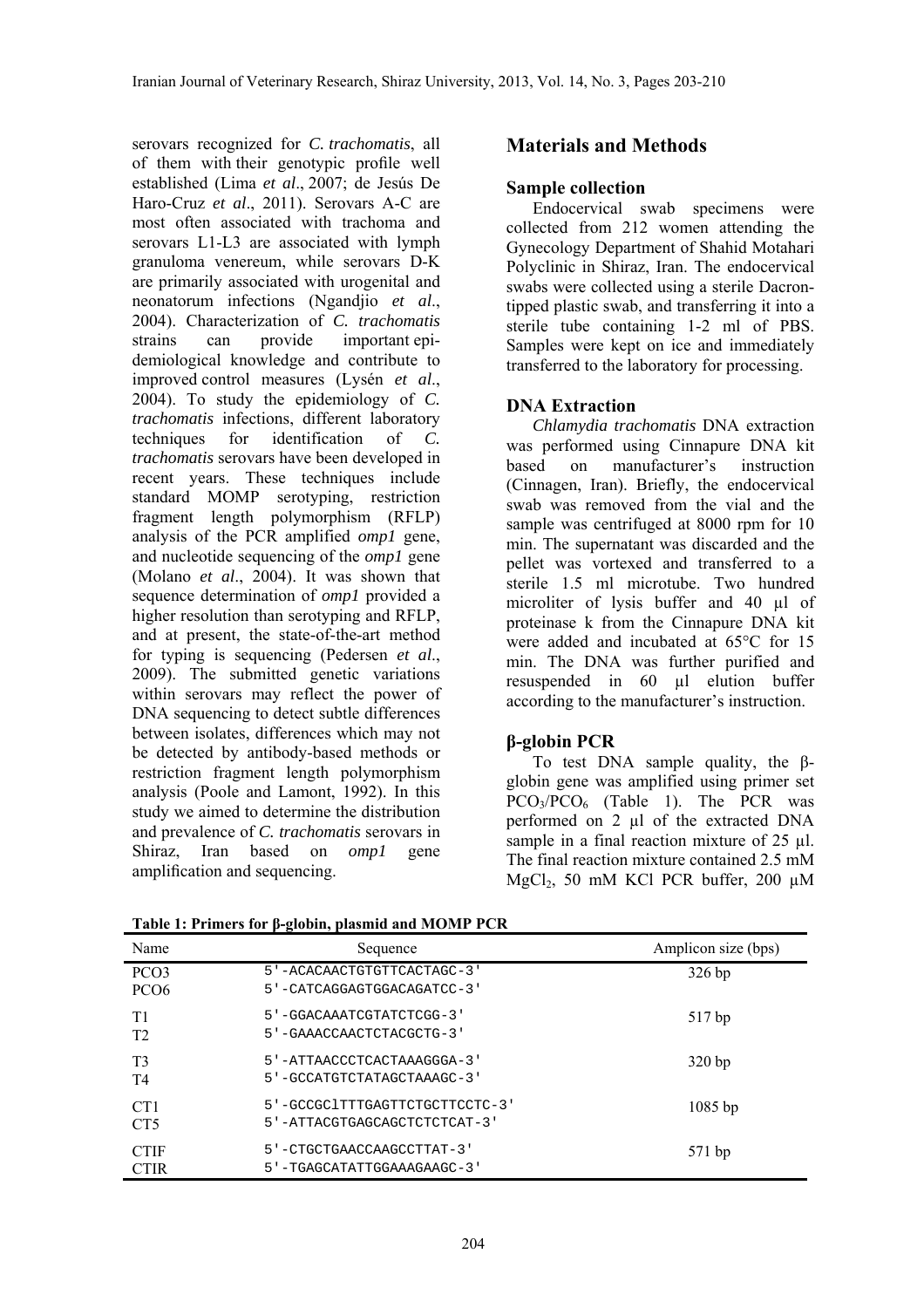serovars recognized for *C. trachomatis*, all of them with their genotypic profile well established (Lima *et al*., 2007; de Jesús De Haro-Cruz *et al*., 2011). Serovars A-C are most often associated with trachoma and serovars L1-L3 are associated with lymph granuloma venereum, while serovars D-K are primarily associated with urogenital and neonatorum infections (Ngandjio *et al*., 2004). Characterization of *C. trachomatis* strains can provide important epidemiological knowledge and contribute to improved control measures (Lysén *et al*., 2004). To study the epidemiology of *C. trachomatis* infections, different laboratory techniques for identification of *C. trachomatis* serovars have been developed in recent years. These techniques include standard MOMP serotyping, restriction fragment length polymorphism (RFLP) analysis of the PCR amplified *omp1* gene, and nucleotide sequencing of the *omp1* gene (Molano *et al*., 2004). It was shown that sequence determination of *omp1* provided a higher resolution than serotyping and RFLP, and at present, the state-of-the-art method for typing is sequencing (Pedersen *et al*., 2009). The submitted genetic variations within serovars may reflect the power of DNA sequencing to detect subtle differences between isolates, differences which may not be detected by antibody-based methods or restriction fragment length polymorphism analysis (Poole and Lamont, 1992). In this study we aimed to determine the distribution and prevalence of *C. trachomatis* serovars in Shiraz, Iran based on *omp1* gene amplification and sequencing.

## Materials and Methods

### Sample collection

Endocervical swab specimens were collected from 212 women attending the Gynecology Department of Shahid Motahari Polyclinic in Shiraz, Iran. The endocervical swabs were collected using a sterile Dacron-tipped plastic swab, and transferring it into a sterile tube containing 1-2 ml of PBS. Samples were kept on ice and immediately transferred to the laboratory for processing.

### DNA Extraction

*Chlamydia trachomatis* DNA extraction was performed using Cinnapure DNA kit based on manufacturer's instruction (Cinnagen, Iran). Briefly, the endocervical swab was removed from the vial and the sample was centrifuged at 8000 rpm for 10 min. The supernatant was discarded and the pellet was vortexed and transferred to a sterile 1.5 ml microtube. Two hundred microliter of lysis buffer and 40 µl of proteinase k from the Cinnapure DNA kit were added and incubated at 65°C for 15 min. The DNA was further purified and resuspended in 60 µl elution buffer according to the manufacturer's instruction.

### β-globin PCR

To test DNA sample quality, the β-globin gene was amplified using primer set $PCO_3$/$PCO_6$ (Table 1). The PCR was performed on 2 µl of the extracted DNA sample in a final reaction mixture of 25 µl. The final reaction mixture contained 2.5 mM $MgCl_2$, 50 mM KCl PCR buffer, 200 µM

**Table 1: Primers for β-globin, plasmid and MOMP PCR**

| Name | Sequence | Amplicon size (bps) |
|---|---|---|
| PCO3<br>PCO6 | 5'-ACACAACTGTGTTCACTAGC-3'<br>5'-CATCAGGAGTGGACAGATCC-3' | 326 bp |
| T1<br>T2 | 5'-GGACAAATCGTATCTCGG-3'<br>5'-GAAACCAACTCTACGCTG-3' | 517 bp |
| T3<br>T4 | 5'-ATTAACCCTCACTAAAGGGA-3'<br>5'-GCCATGTCTATAGCTAAAGC-3' | 320 bp |
| CT1<br>CT5 | 5'-GCCGClTTTGAGTTCTGCTTCCTC-3'<br>5'-ATTACGTGAGCAGCTCTCTCAT-3' | 1085 bp |
| CTIF<br>CTIR | 5'-CTGCTGAACCAAGCCTTAT-3'<br>5'-TGAGCATATTGGAAAGAAGC-3' | 571 bp |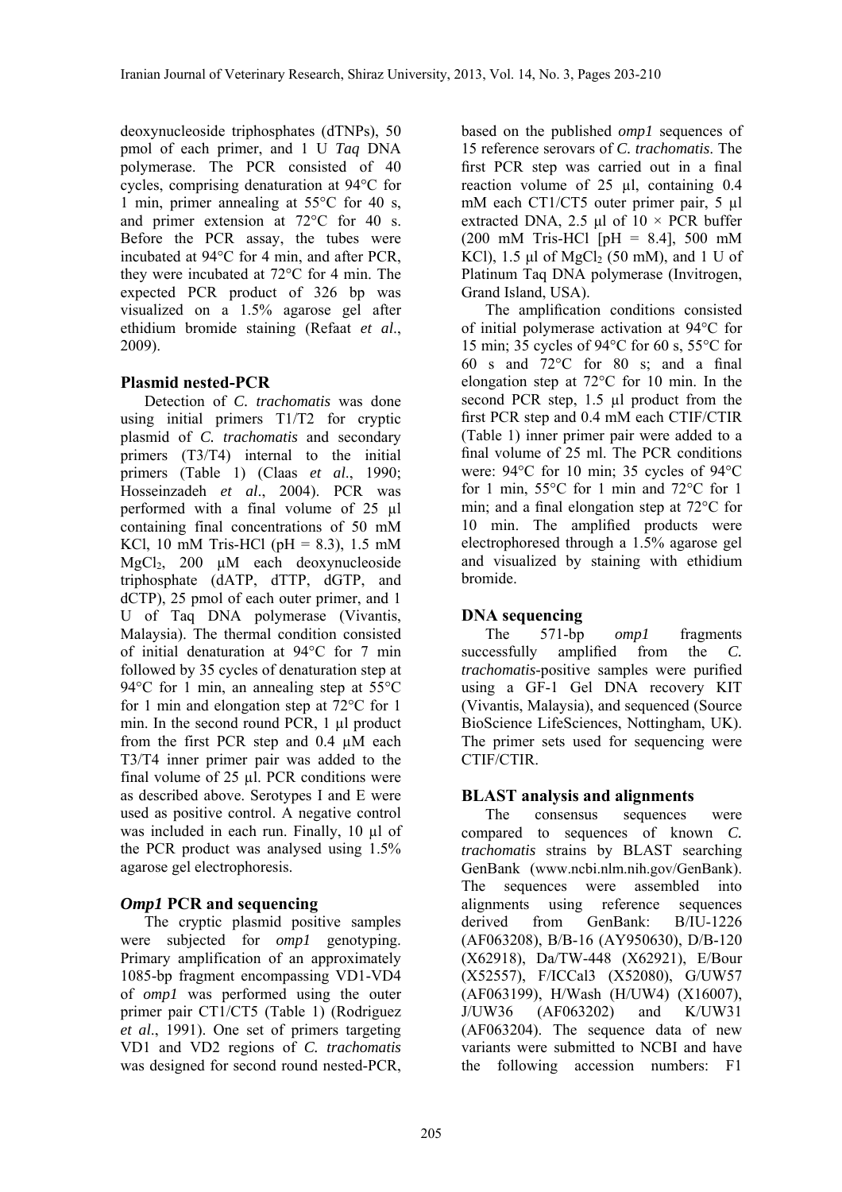deoxynucleoside triphosphates (dTNPs), 50 pmol of each primer, and 1 U *Taq* DNA polymerase. The PCR consisted of 40 cycles, comprising denaturation at 94°C for 1 min, primer annealing at 55°C for 40 s, and primer extension at 72°C for 40 s. Before the PCR assay, the tubes were incubated at 94°C for 4 min, and after PCR, they were incubated at 72°C for 4 min. The expected PCR product of 326 bp was visualized on a 1.5% agarose gel after ethidium bromide staining (Refaat *et al*., 2009).

## Plasmid nested-PCR

Detection of *C. trachomatis* was done using initial primers T1/T2 for cryptic plasmid of *C. trachomatis* and secondary primers (T3/T4) internal to the initial primers (Table 1) (Claas *et al*., 1990; Hosseinzadeh *et al*., 2004). PCR was performed with a final volume of 25 µl containing final concentrations of 50 mM KCl, 10 mM Tris-HCl (pH = 8.3), 1.5 mM $MgCl_2$, 200 µM each deoxynucleoside triphosphate (dATP, dTTP, dGTP, and dCTP), 25 pmol of each outer primer, and 1 U of Taq DNA polymerase (Vivantis, Malaysia). The thermal condition consisted of initial denaturation at 94°C for 7 min followed by 35 cycles of denaturation step at 94°C for 1 min, an annealing step at 55°C for 1 min and elongation step at 72°C for 1 min. In the second round PCR, 1 µl product from the first PCR step and 0.4 µM each T3/T4 inner primer pair was added to the final volume of 25 µl. PCR conditions were as described above. Serotypes I and E were used as positive control. A negative control was included in each run. Finally, 10 µl of the PCR product was analysed using 1.5% agarose gel electrophoresis.

## *Omp1* PCR and sequencing

The cryptic plasmid positive samples were subjected for *omp1* genotyping. Primary amplification of an approximately 1085-bp fragment encompassing VD1-VD4 of *omp1* was performed using the outer primer pair CT1/CT5 (Table 1) (Rodriguez *et al*., 1991). One set of primers targeting VD1 and VD2 regions of *C. trachomatis* was designed for second round nested-PCR, based on the published *omp1* sequences of 15 reference serovars of *C. trachomatis*. The first PCR step was carried out in a final reaction volume of 25 µl, containing 0.4 mM each CT1/CT5 outer primer pair, 5 µl extracted DNA, 2.5 µl of 10 × PCR buffer (200 mM Tris-HCl [pH = 8.4], 500 mM KCl), 1.5 µl of $MgCl_2$ (50 mM), and 1 U of Platinum Taq DNA polymerase (Invitrogen, Grand Island, USA).

The amplification conditions consisted of initial polymerase activation at 94°C for 15 min; 35 cycles of 94°C for 60 s, 55°C for 60 s and 72°C for 80 s; and a final elongation step at 72°C for 10 min. In the second PCR step, 1.5 µl product from the first PCR step and 0.4 mM each CTIF/CTIR (Table 1) inner primer pair were added to a final volume of 25 ml. The PCR conditions were: 94°C for 10 min; 35 cycles of 94°C for 1 min, 55°C for 1 min and 72°C for 1 min; and a final elongation step at 72°C for 10 min. The amplified products were electrophoresed through a 1.5% agarose gel and visualized by staining with ethidium bromide.

## DNA sequencing

The 571-bp *omp1* fragments successfully amplified from the *C. trachomatis*-positive samples were purified using a GF-1 Gel DNA recovery KIT (Vivantis, Malaysia), and sequenced (Source BioScience LifeSciences, Nottingham, UK). The primer sets used for sequencing were CTIF/CTIR.

## BLAST analysis and alignments

The consensus sequences were compared to sequences of known *C. trachomatis* strains by BLAST searching GenBank (www.ncbi.nlm.nih.gov/GenBank). The sequences were assembled into alignments using reference sequences derived from GenBank: B/IU-1226 (AF063208), B/B-16 (AY950630), D/B-120 (X62918), Da/TW-448 (X62921), E/Bour (X52557), F/ICCal3 (X52080), G/UW57 (AF063199), H/Wash (H/UW4) (X16007), J/UW36 (AF063202) and K/UW31 (AF063204). The sequence data of new variants were submitted to NCBI and have the following accession numbers: F1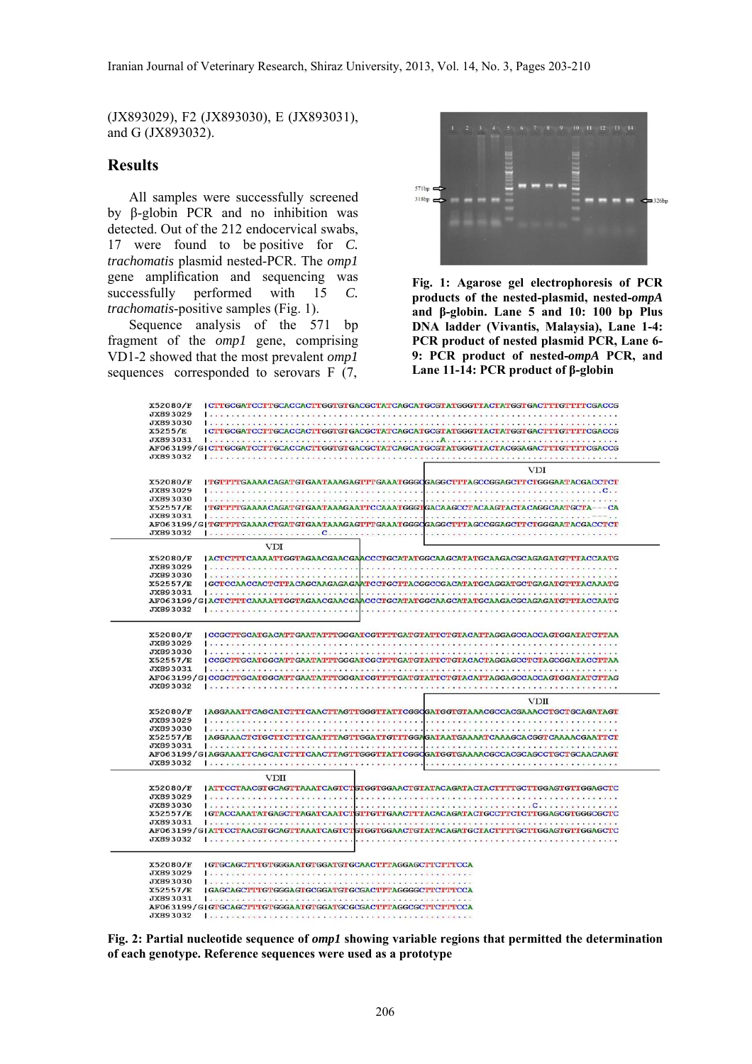(JX893029), F2 (JX893030), E (JX893031), and G (JX893032).

## Results

All samples were successfully screened by β-globin PCR and no inhibition was detected. Out of the 212 endocervical swabs, 17 were found to be positive for *C. trachomatis* plasmid nested-PCR. The *omp1* gene amplification and sequencing was successfully performed with 15 *C. trachomatis*-positive samples (Fig. 1).

Sequence analysis of the 571 bp fragment of the *omp1* gene, comprising VD1-2 showed that the most prevalent *omp1* sequences corresponded to serovars F (7,

**Fig. 1: Agarose gel electrophoresis of PCR products of the nested-plasmid, nested-*ompA* and β-globin. Lane 5 and 10: 100 bp Plus DNA ladder (Vivantis, Malaysia), Lane 1-4: PCR product of nested plasmid PCR, Lane 6-9: PCR product of nested-*ompA* PCR, and Lane 11-14: PCR product of β-globin**

**Fig. 2: Partial nucleotide sequence of *omp1* showing variable regions that permitted the determination of each genotype. Reference sequences were used as a prototype**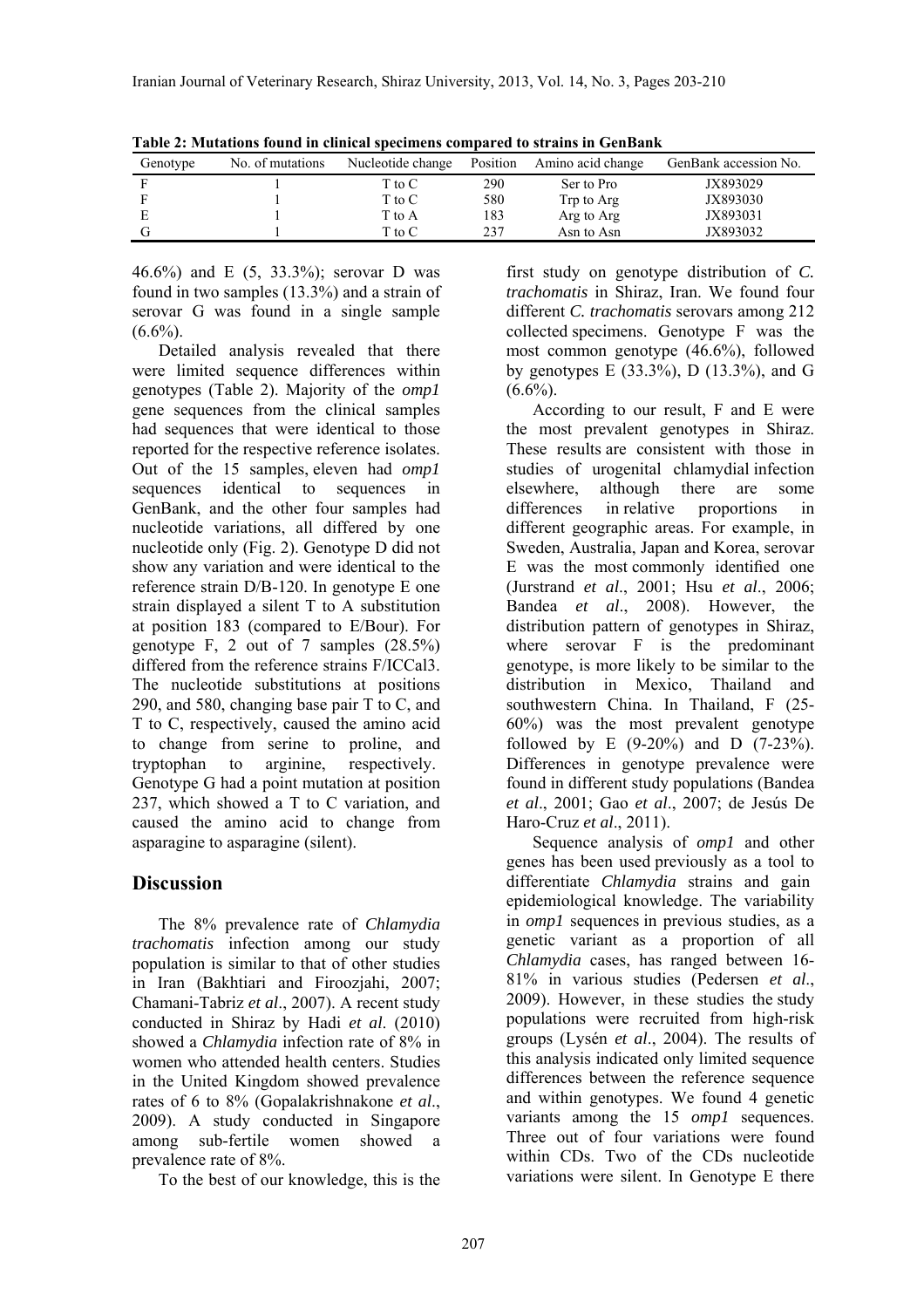**Table 2: Mutations found in clinical specimens compared to strains in GenBank**

| Genotype | No. of mutations | Nucleotide change | Position | Amino acid change | GenBank accession No. |
|---|---|---|---|---|---|
| F | 1 | T to C | 290 | Ser to Pro | JX893029 |
| F | 1 | T to C | 580 | Trp to Arg | JX893030 |
| E | 1 | T to A | 183 | Arg to Arg | JX893031 |
| G | 1 | T to C | 237 | Asn to Asn | JX893032 |

46.6%) and E (5, 33.3%); serovar D was found in two samples (13.3%) and a strain of serovar G was found in a single sample (6.6%).

Detailed analysis revealed that there were limited sequence differences within genotypes (Table 2). Majority of the *omp1* gene sequences from the clinical samples had sequences that were identical to those reported for the respective reference isolates. Out of the 15 samples, eleven had *omp1* sequences identical to sequences in GenBank, and the other four samples had nucleotide variations, all differed by one nucleotide only (Fig. 2). Genotype D did not show any variation and were identical to the reference strain D/B-120. In genotype E one strain displayed a silent T to A substitution at position 183 (compared to E/Bour). For genotype F, 2 out of 7 samples (28.5%) differed from the reference strains F/ICCal3. The nucleotide substitutions at positions 290, and 580, changing base pair T to C, and T to C, respectively, caused the amino acid to change from serine to proline, and tryptophan to arginine, respectively. Genotype G had a point mutation at position 237, which showed a T to C variation, and caused the amino acid to change from asparagine to asparagine (silent).

## Discussion

The 8% prevalence rate of *Chlamydia trachomatis* infection among our study population is similar to that of other studies in Iran (Bakhtiari and Firoozjahi, 2007; Chamani-Tabriz *et al*., 2007). A recent study conducted in Shiraz by Hadi *et al*. (2010) showed a *Chlamydia* infection rate of 8% in women who attended health centers. Studies in the United Kingdom showed prevalence rates of 6 to 8% (Gopalakrishnakone *et al*., 2009). A study conducted in Singapore among sub-fertile women showed a prevalence rate of 8%.

To the best of our knowledge, this is the first study on genotype distribution of *C. trachomatis* in Shiraz, Iran. We found four different *C. trachomatis* serovars among 212 collected specimens. Genotype F was the most common genotype (46.6%), followed by genotypes E (33.3%), D (13.3%), and G (6.6%).

According to our result, F and E were the most prevalent genotypes in Shiraz. These results are consistent with those in studies of urogenital chlamydial infection elsewhere, although there are some differences in relative proportions in different geographic areas. For example, in Sweden, Australia, Japan and Korea, serovar E was the most commonly identified one (Jurstrand *et al*., 2001; Hsu *et al*., 2006; Bandea *et al*., 2008). However, the distribution pattern of genotypes in Shiraz, where serovar F is the predominant genotype, is more likely to be similar to the distribution in Mexico, Thailand and southwestern China. In Thailand, F (25-60%) was the most prevalent genotype followed by E (9-20%) and D (7-23%). Differences in genotype prevalence were found in different study populations (Bandea *et al*., 2001; Gao *et al*., 2007; de Jesús De Haro-Cruz *et al*., 2011).

Sequence analysis of *omp1* and other genes has been used previously as a tool to differentiate *Chlamydia* strains and gain epidemiological knowledge. The variability in *omp1* sequences in previous studies, as a genetic variant as a proportion of all *Chlamydia* cases, has ranged between 16-81% in various studies (Pedersen *et al*., 2009). However, in these studies the study populations were recruited from high-risk groups (Lysén *et al*., 2004). The results of this analysis indicated only limited sequence differences between the reference sequence and within genotypes. We found 4 genetic variants among the 15 *omp1* sequences. Three out of four variations were found within CDs. Two of the CDs nucleotide variations were silent. In Genotype E there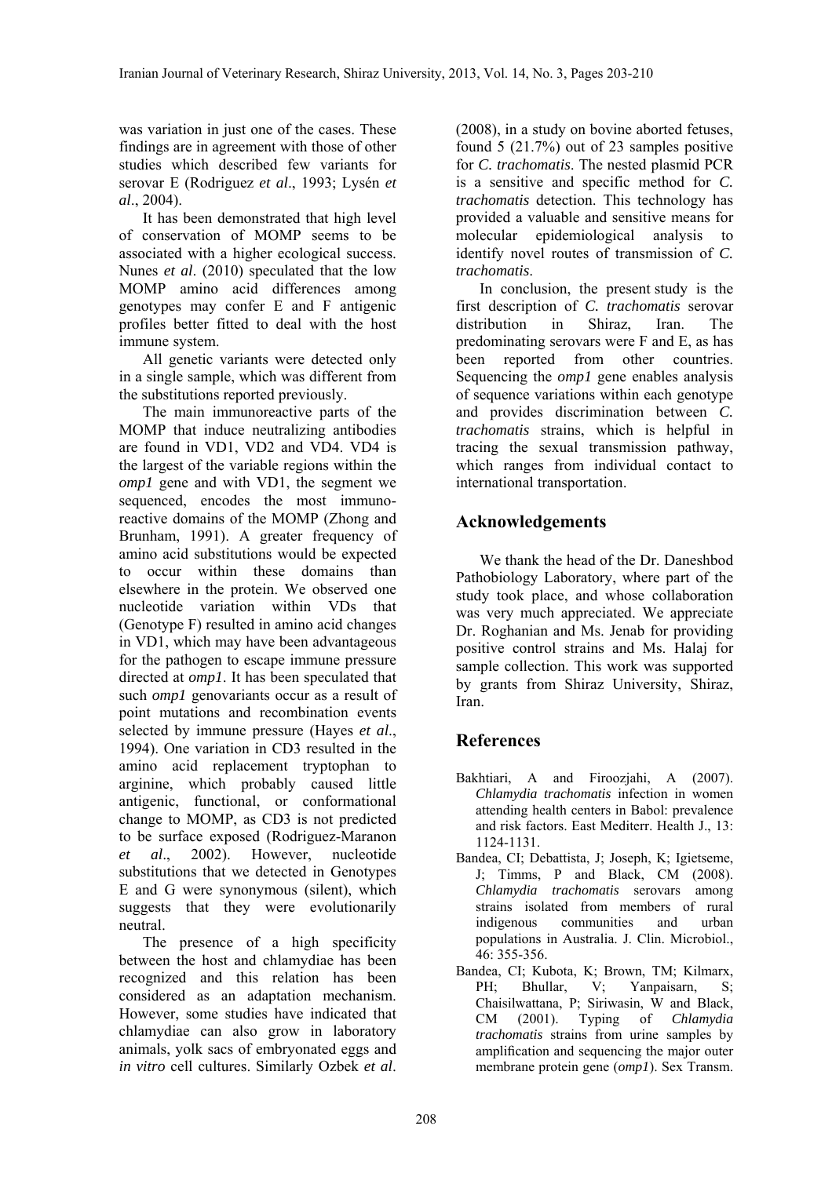was variation in just one of the cases. These findings are in agreement with those of other studies which described few variants for serovar E (Rodriguez *et al*., 1993; Lysén *et al*., 2004).

It has been demonstrated that high level of conservation of MOMP seems to be associated with a higher ecological success. Nunes *et al*. (2010) speculated that the low MOMP amino acid differences among genotypes may confer E and F antigenic profiles better fitted to deal with the host immune system.

All genetic variants were detected only in a single sample, which was different from the substitutions reported previously.

The main immunoreactive parts of the MOMP that induce neutralizing antibodies are found in VD1, VD2 and VD4. VD4 is the largest of the variable regions within the *omp1* gene and with VD1, the segment we sequenced, encodes the most immunoreactive domains of the MOMP (Zhong and Brunham, 1991). A greater frequency of amino acid substitutions would be expected to occur within these domains than elsewhere in the protein. We observed one nucleotide variation within VDs that (Genotype F) resulted in amino acid changes in VD1, which may have been advantageous for the pathogen to escape immune pressure directed at *omp1*. It has been speculated that such *omp1* genovariants occur as a result of point mutations and recombination events selected by immune pressure (Hayes *et al*., 1994). One variation in CD3 resulted in the amino acid replacement tryptophan to arginine, which probably caused little antigenic, functional, or conformational change to MOMP, as CD3 is not predicted to be surface exposed (Rodriguez-Maranon *et al*., 2002). However, nucleotide substitutions that we detected in Genotypes E and G were synonymous (silent), which suggests that they were evolutionarily neutral.

The presence of a high specificity between the host and chlamydiae has been recognized and this relation has been considered as an adaptation mechanism. However, some studies have indicated that chlamydiae can also grow in laboratory animals, yolk sacs of embryonated eggs and *in vitro* cell cultures. Similarly Ozbek *et al*. (2008), in a study on bovine aborted fetuses, found 5 (21.7%) out of 23 samples positive for *C. trachomatis*. The nested plasmid PCR is a sensitive and specific method for *C. trachomatis* detection. This technology has provided a valuable and sensitive means for molecular epidemiological analysis to identify novel routes of transmission of *C. trachomatis*.

In conclusion, the present study is the first description of *C. trachomatis* serovar distribution in Shiraz, Iran. The predominating serovars were F and E, as has been reported from other countries. Sequencing the *omp1* gene enables analysis of sequence variations within each genotype and provides discrimination between *C. trachomatis* strains, which is helpful in tracing the sexual transmission pathway, which ranges from individual contact to international transportation.

## Acknowledgements

We thank the head of the Dr. Daneshbod Pathobiology Laboratory, where part of the study took place, and whose collaboration was very much appreciated. We appreciate Dr. Roghanian and Ms. Jenab for providing positive control strains and Ms. Halaj for sample collection. This work was supported by grants from Shiraz University, Shiraz, Iran.

## References

Bakhtiari, A and Firoozjahi, A (2007). *Chlamydia trachomatis* infection in women attending health centers in Babol: prevalence and risk factors. East Mediterr. Health J., 13: 1124-1131.

Bandea, CI; Debattista, J; Joseph, K; Igietseme, J; Timms, P and Black, CM (2008). *Chlamydia trachomatis* serovars among strains isolated from members of rural indigenous communities and urban populations in Australia. J. Clin. Microbiol., 46: 355-356.

Bandea, CI; Kubota, K; Brown, TM; Kilmarx, PH; Bhullar, V; Yanpaisarn, S; Chaisilwattana, P; Siriwasin, W and Black, CM (2001). Typing of *Chlamydia trachomatis* strains from urine samples by amplification and sequencing the major outer membrane protein gene (*omp1*). Sex Transm.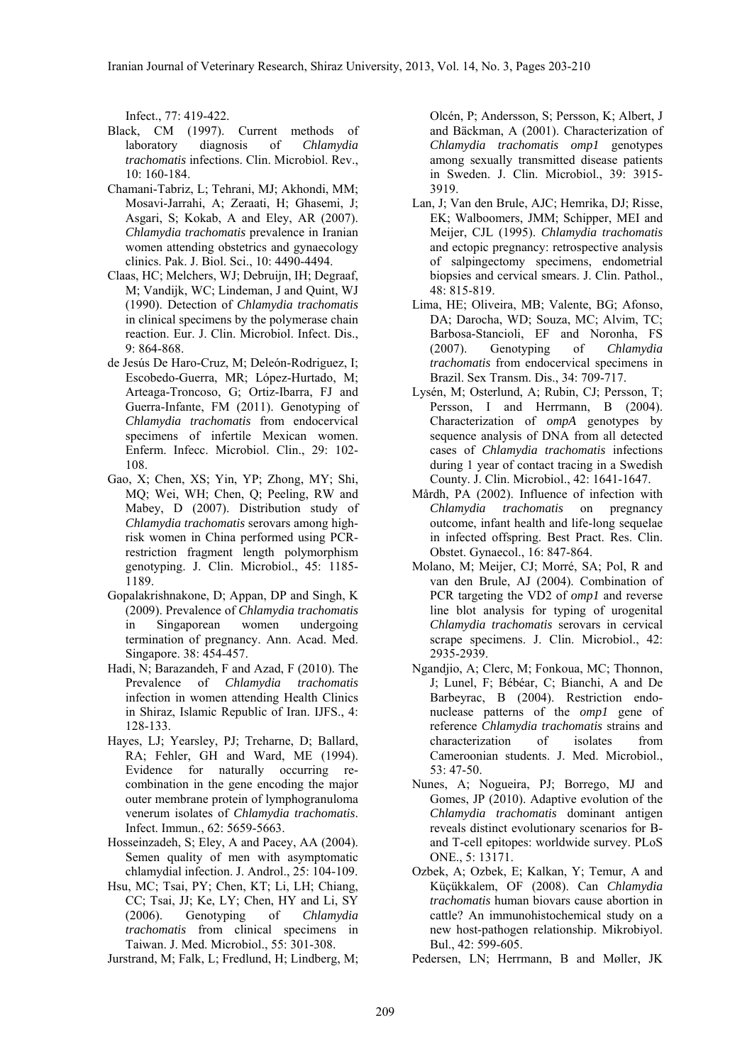Infect., 77: 419-422.

Black, CM (1997). Current methods of laboratory diagnosis of *Chlamydia trachomatis* infections. Clin. Microbiol. Rev., 10: 160-184.

Chamani-Tabriz, L; Tehrani, MJ; Akhondi, MM; Mosavi-Jarrahi, A; Zeraati, H; Ghasemi, J; Asgari, S; Kokab, A and Eley, AR (2007). *Chlamydia trachomatis* prevalence in Iranian women attending obstetrics and gynaecology clinics. Pak. J. Biol. Sci., 10: 4490-4494.

Claas, HC; Melchers, WJ; Debruijn, IH; Degraaf, M; Vandijk, WC; Lindeman, J and Quint, WJ (1990). Detection of *Chlamydia trachomatis* in clinical specimens by the polymerase chain reaction. Eur. J. Clin. Microbiol. Infect. Dis., 9: 864-868.

de Jesús De Haro-Cruz, M; Deleón-Rodriguez, I; Escobedo-Guerra, MR; López-Hurtado, M; Arteaga-Troncoso, G; Ortiz-Ibarra, FJ and Guerra-Infante, FM (2011). Genotyping of *Chlamydia trachomatis* from endocervical specimens of infertile Mexican women. Enferm. Infecc. Microbiol. Clin., 29: 102-108.

Gao, X; Chen, XS; Yin, YP; Zhong, MY; Shi, MQ; Wei, WH; Chen, Q; Peeling, RW and Mabey, D (2007). Distribution study of *Chlamydia trachomatis* serovars among high-risk women in China performed using PCR-restriction fragment length polymorphism genotyping. J. Clin. Microbiol., 45: 1185-1189.

Gopalakrishnakone, D; Appan, DP and Singh, K (2009). Prevalence of *Chlamydia trachomatis* in Singaporean women undergoing termination of pregnancy. Ann. Acad. Med. Singapore. 38: 454-457.

Hadi, N; Barazandeh, F and Azad, F (2010). The Prevalence of *Chlamydia trachomatis* infection in women attending Health Clinics in Shiraz, Islamic Republic of Iran. IJFS., 4: 128-133.

Hayes, LJ; Yearsley, PJ; Treharne, D; Ballard, RA; Fehler, GH and Ward, ME (1994). Evidence for naturally occurring re-combination in the gene encoding the major outer membrane protein of lymphogranuloma venerum isolates of *Chlamydia trachomatis*. Infect. Immun., 62: 5659-5663.

Hosseinzadeh, S; Eley, A and Pacey, AA (2004). Semen quality of men with asymptomatic chlamydial infection. J. Androl., 25: 104-109.

Hsu, MC; Tsai, PY; Chen, KT; Li, LH; Chiang, CC; Tsai, JJ; Ke, LY; Chen, HY and Li, SY (2006). Genotyping of *Chlamydia trachomatis* from clinical specimens in Taiwan. J. Med. Microbiol., 55: 301-308.

Jurstrand, M; Falk, L; Fredlund, H; Lindberg, M; Olcén, P; Andersson, S; Persson, K; Albert, J and Bäckman, A (2001). Characterization of *Chlamydia trachomatis omp1* genotypes among sexually transmitted disease patients in Sweden. J. Clin. Microbiol., 39: 3915-3919.

Lan, J; Van den Brule, AJC; Hemrika, DJ; Risse, EK; Walboomers, JMM; Schipper, MEI and Meijer, CJL (1995). *Chlamydia trachomatis* and ectopic pregnancy: retrospective analysis of salpingectomy specimens, endometrial biopsies and cervical smears. J. Clin. Pathol., 48: 815-819.

Lima, HE; Oliveira, MB; Valente, BG; Afonso, DA; Darocha, WD; Souza, MC; Alvim, TC; Barbosa-Stancioli, EF and Noronha, FS (2007). Genotyping of *Chlamydia trachomatis* from endocervical specimens in Brazil. Sex Transm. Dis., 34: 709-717.

Lysén, M; Osterlund, A; Rubin, CJ; Persson, T; Persson, I and Herrmann, B (2004). Characterization of *ompA* genotypes by sequence analysis of DNA from all detected cases of *Chlamydia trachomatis* infections during 1 year of contact tracing in a Swedish County. J. Clin. Microbiol., 42: 1641-1647.

Mårdh, PA (2002). Influence of infection with *Chlamydia trachomatis* on pregnancy outcome, infant health and life-long sequelae in infected offspring. Best Pract. Res. Clin. Obstet. Gynaecol., 16: 847-864.

Molano, M; Meijer, CJ; Morré, SA; Pol, R and van den Brule, AJ (2004). Combination of PCR targeting the VD2 of *omp1* and reverse line blot analysis for typing of urogenital *Chlamydia trachomatis* serovars in cervical scrape specimens. J. Clin. Microbiol., 42: 2935-2939.

Ngandjio, A; Clerc, M; Fonkoua, MC; Thonnon, J; Lunel, F; Bébéar, C; Bianchi, A and De Barbeyrac, B (2004). Restriction endo-nuclease patterns of the *omp1* gene of reference *Chlamydia trachomatis* strains and characterization of isolates from Cameroonian students. J. Med. Microbiol., 53: 47-50.

Nunes, A; Nogueira, PJ; Borrego, MJ and Gomes, JP (2010). Adaptive evolution of the *Chlamydia trachomatis* dominant antigen reveals distinct evolutionary scenarios for B- and T-cell epitopes: worldwide survey. PLoS ONE., 5: 13171.

Ozbek, A; Ozbek, E; Kalkan, Y; Temur, A and Küçükkalem, OF (2008). Can *Chlamydia trachomatis* human biovars cause abortion in cattle? An immunohistochemical study on a new host-pathogen relationship. Mikrobiyol. Bul., 42: 599-605.

Pedersen, LN; Herrmann, B and Møller, JK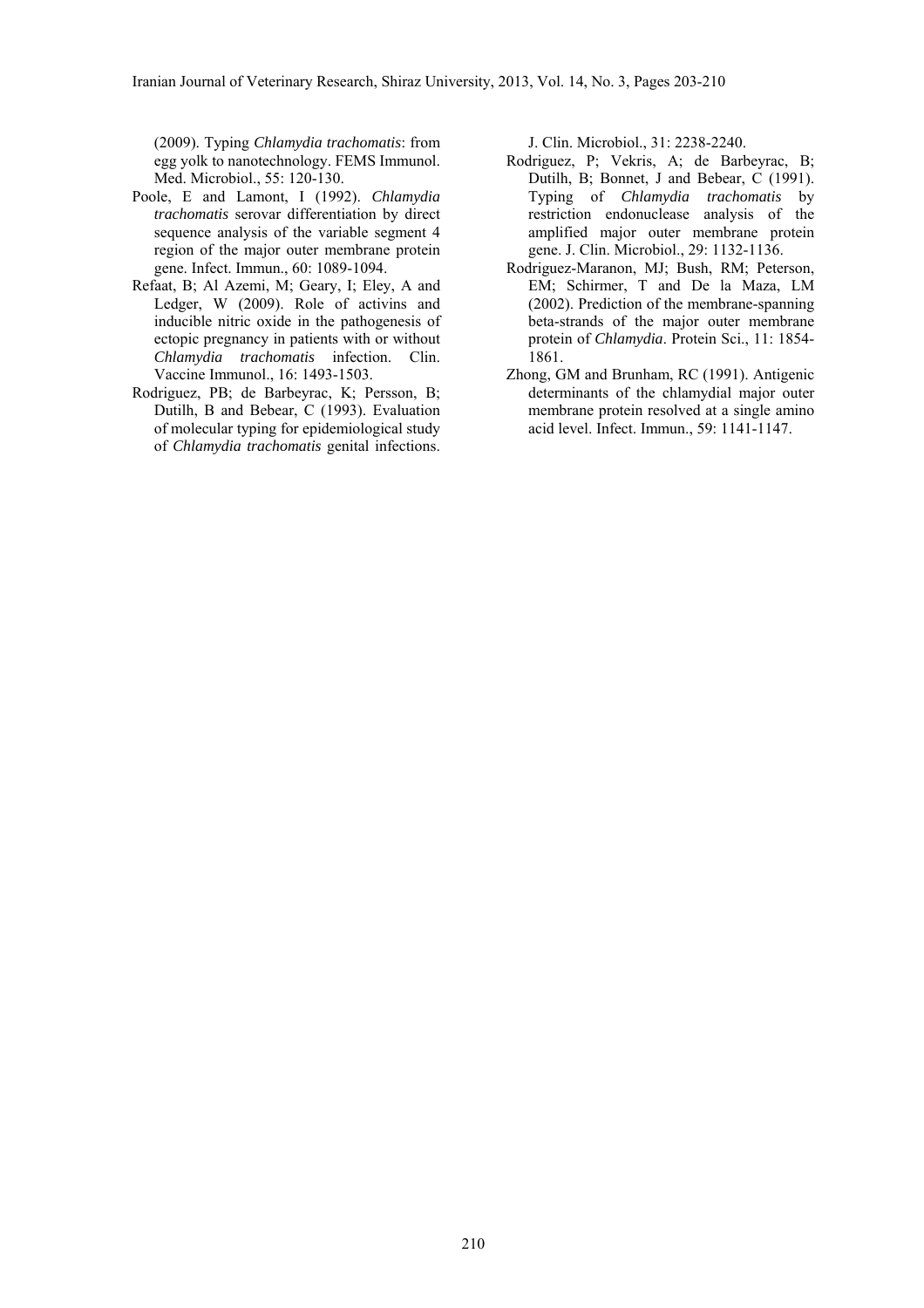(2009). Typing *Chlamydia trachomatis*: from egg yolk to nanotechnology. FEMS Immunol. Med. Microbiol., 55: 120-130.

Poole, E and Lamont, I (1992). *Chlamydia trachomatis* serovar differentiation by direct sequence analysis of the variable segment 4 region of the major outer membrane protein gene. Infect. Immun., 60: 1089-1094.

Refaat, B; Al Azemi, M; Geary, I; Eley, A and Ledger, W (2009). Role of activins and inducible nitric oxide in the pathogenesis of ectopic pregnancy in patients with or without *Chlamydia trachomatis* infection. Clin. Vaccine Immunol., 16: 1493-1503.

Rodriguez, PB; de Barbeyrac, K; Persson, B; Dutilh, B and Bebear, C (1993). Evaluation of molecular typing for epidemiological study of *Chlamydia trachomatis* genital infections. J. Clin. Microbiol., 31: 2238-2240.

Rodriguez, P; Vekris, A; de Barbeyrac, B; Dutilh, B; Bonnet, J and Bebear, C (1991). Typing of *Chlamydia trachomatis* by restriction endonuclease analysis of the amplified major outer membrane protein gene. J. Clin. Microbiol., 29: 1132-1136.

Rodriguez-Maranon, MJ; Bush, RM; Peterson, EM; Schirmer, T and De la Maza, LM (2002). Prediction of the membrane-spanning beta-strands of the major outer membrane protein of *Chlamydia*. Protein Sci., 11: 1854-1861.

Zhong, GM and Brunham, RC (1991). Antigenic determinants of the chlamydial major outer membrane protein resolved at a single amino acid level. Infect. Immun., 59: 1141-1147.